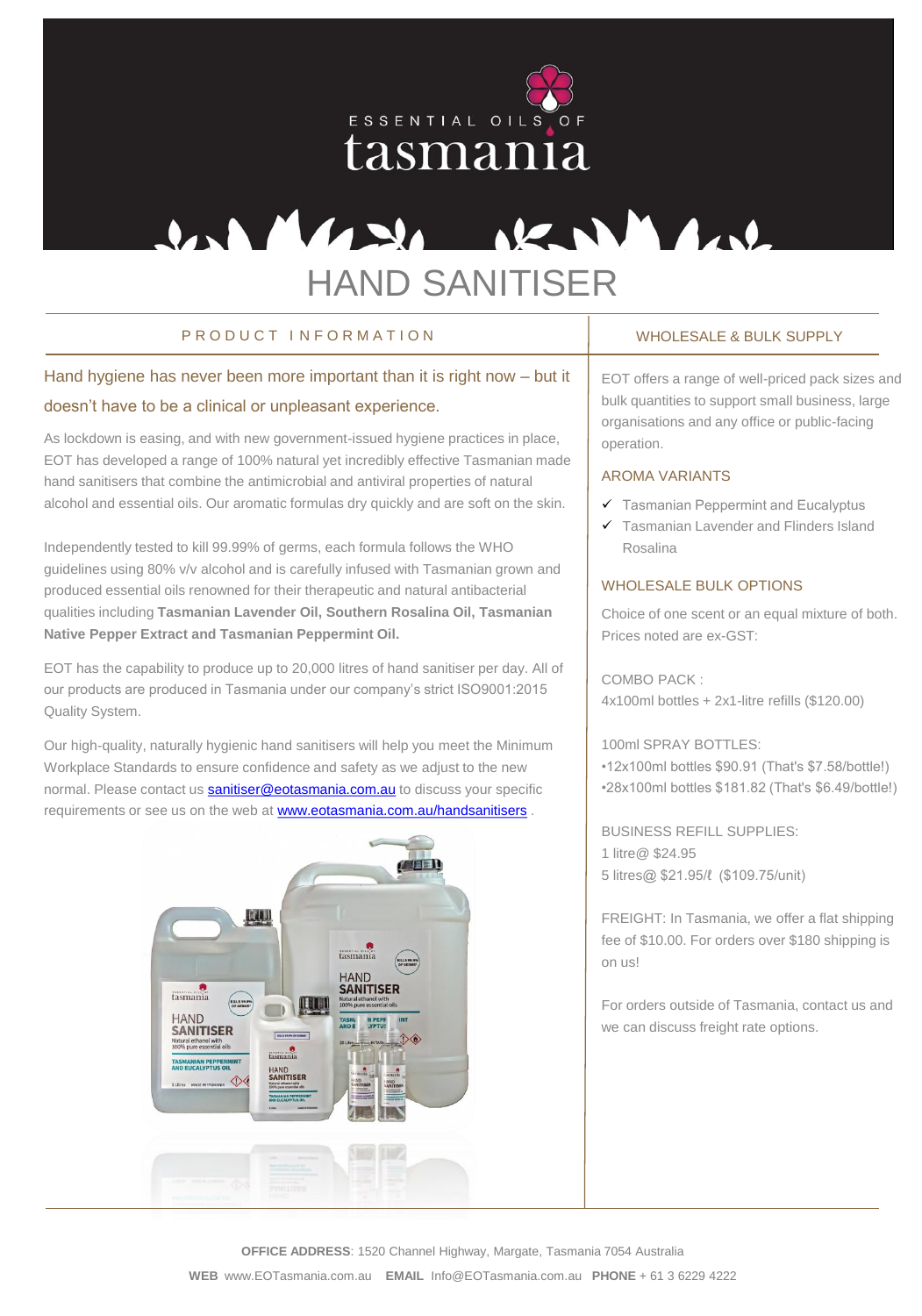ESSENTIAL OILS OF

tasmania

# HAND SANITISER

## PRODUCT INFORMATION

Hand hygiene has never been more important than it is right now – but it doesn't have to be a clinical or unpleasant experience.

As lockdown is easing, and with new government-issued hygiene practices in place, EOT has developed a range of 100% natural yet incredibly effective Tasmanian made hand sanitisers that combine the antimicrobial and antiviral properties of natural alcohol and essential oils. Our aromatic formulas dry quickly and are soft on the skin.

Independently tested to kill 99.99% of germs, each formula follows the WHO guidelines using 80% v/v alcohol and is carefully infused with Tasmanian grown and produced essential oils renowned for their therapeutic and natural antibacterial qualities including **Tasmanian Lavender Oil, Southern Rosalina Oil, Tasmanian Native Pepper Extract and Tasmanian Peppermint Oil.**

EOT has the capability to produce up to 20,000 litres of hand sanitiser per day. All of our products are produced in Tasmania under our company's strict ISO9001:2015 Quality System.

Our high-quality, naturally hygienic hand sanitisers will help you meet the Minimum Workplace Standards to ensure confidence and safety as we adjust to the new normal. Please contact us sanitiser@eotasmania.com.au to discuss your specific requirements or see us on the web at www.eotasmania.com.au/handsanitisers .

## WHOLESALE & BULK SUPPLY

EOT offers a range of well-priced pack sizes and bulk quantities to support small business, large organisations and any office or public-facing operation.

### AROMA VARIANTS

- ✓ Tasmanian Peppermint and Eucalyptus
- ✓ Tasmanian Lavender and Flinders Island Rosalina

### WHOLESALE BULK OPTIONS

Choice of one scent or an equal mixture of both. Prices noted are ex-GST:

COMBO PACK :
4x100ml bottles + 2x1-litre refills ($120.00)

100ml SPRAY BOTTLES:
•12x100ml bottles $90.91 (That's $7.58/bottle!)
•28x100ml bottles $181.82 (That's $6.49/bottle!)

BUSINESS REFILL SUPPLIES:
1 litre@ $24.95
5 litres@ $21.95/ℓ ($109.75/unit)

FREIGHT: In Tasmania, we offer a flat shipping fee of $10.00. For orders over $180 shipping is on us!

For orders outside of Tasmania, contact us and we can discuss freight rate options.

**OFFICE ADDRESS**: 1520 Channel Highway, Margate, Tasmania 7054 Australia

**WEB** www.EOTasmania.com.au **EMAIL** Info@EOTasmania.com.au **PHONE** + 61 3 6229 4222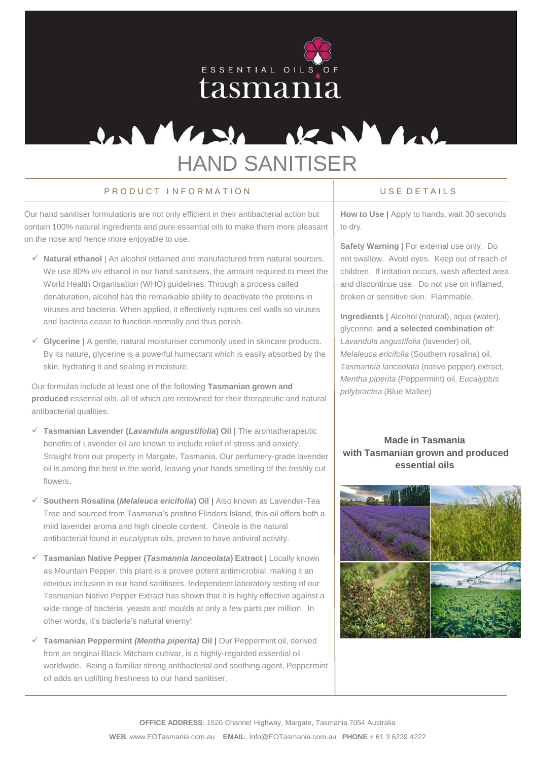ESSENTIAL OILS OF
tasmania

# HAND SANITISER

## PRODUCT INFORMATION

Our hand sanitiser formulations are not only efficient in their antibacterial action but contain 100% natural ingredients and pure essential oils to make them more pleasant on the nose and hence more enjoyable to use.

- ✓ **Natural ethanol** | An alcohol obtained and manufactured from natural sources. We use 80% v/v ethanol in our hand sanitisers, the amount required to meet the World Health Organisation (WHO) guidelines. Through a process called denaturation, alcohol has the remarkable ability to deactivate the proteins in viruses and bacteria. When applied, it effectively ruptures cell walls so viruses and bacteria cease to function normally and thus perish.
- ✓ **Glycerine** | A gentle, natural moisturiser commonly used in skincare products. By its nature, glycerine is a powerful humectant which is easily absorbed by the skin, hydrating it and sealing in moisture.

Our formulas include at least one of the following **Tasmanian grown and produced** essential oils, all of which are renowned for their therapeutic and natural antibacterial qualities.

- ✓ **Tasmanian Lavender (*Lavandula angustifolia*) Oil |** The aromatherapeutic benefits of Lavender oil are known to include relief of stress and anxiety. Straight from our property in Margate, Tasmania. Our perfumery-grade lavender oil is among the best in the world, leaving your hands smelling of the freshly cut flowers,
- ✓ **Southern Rosalina (*Melaleuca ericifolia*) Oil |** Also known as Lavender-Tea Tree and sourced from Tasmania's pristine Flinders Island, this oil offers both a mild lavender aroma and high cineole content. Cineole is the natural antibacterial found in eucalyptus oils, proven to have antiviral activity.
- ✓ **Tasmanian Native Pepper (*Tasmannia lanceolata*) Extract |** Locally known as Mountain Pepper, this plant is a proven potent antimicrobial, making it an obvious inclusion in our hand sanitisers. Independent laboratory testing of our Tasmanian Native Pepper Extract has shown that it is highly effective against a wide range of bacteria, yeasts and moulds at only a few parts per million. In other words, it's bacteria's natural enemy!
- ✓ **Tasmanian Peppermint *(Mentha piperita)* Oil |** Our Peppermint oil, derived from an original Black Mitcham cultivar, is a highly-regarded essential oil worldwide. Being a familiar strong antibacterial and soothing agent, Peppermint oil adds an uplifting freshness to our hand sanitiser.

## USE DETAILS

**How to Use |** Apply to hands, wait 30 seconds to dry.

**Safety Warning |** For external use only. Do not swallow. Avoid eyes. Keep out of reach of children. If irritation occurs, wash affected area and discontinue use. Do not use on inflamed, broken or sensitive skin. Flammable.

**Ingredients |** Alcohol (natural), aqua (water), glycerine, **and a selected combination of**: *Lavandula angustifolia* (lavender) oil, *Melaleuca ericifolia* (Southern rosalina) oil, *Tasmannia lanceolata* (native pepper) extract, *Mentha piperita* (Peppermint) oil, *Eucalyptus polybractea* (Blue Mallee)

**Made in Tasmania with Tasmanian grown and produced essential oils**

**OFFICE ADDRESS**: 1520 Channel Highway, Margate, Tasmania 7054 Australia

**WEB** www.EOTasmania.com.au **EMAIL** Info@EOTasmania.com.au **PHONE** + 61 3 6229 4222